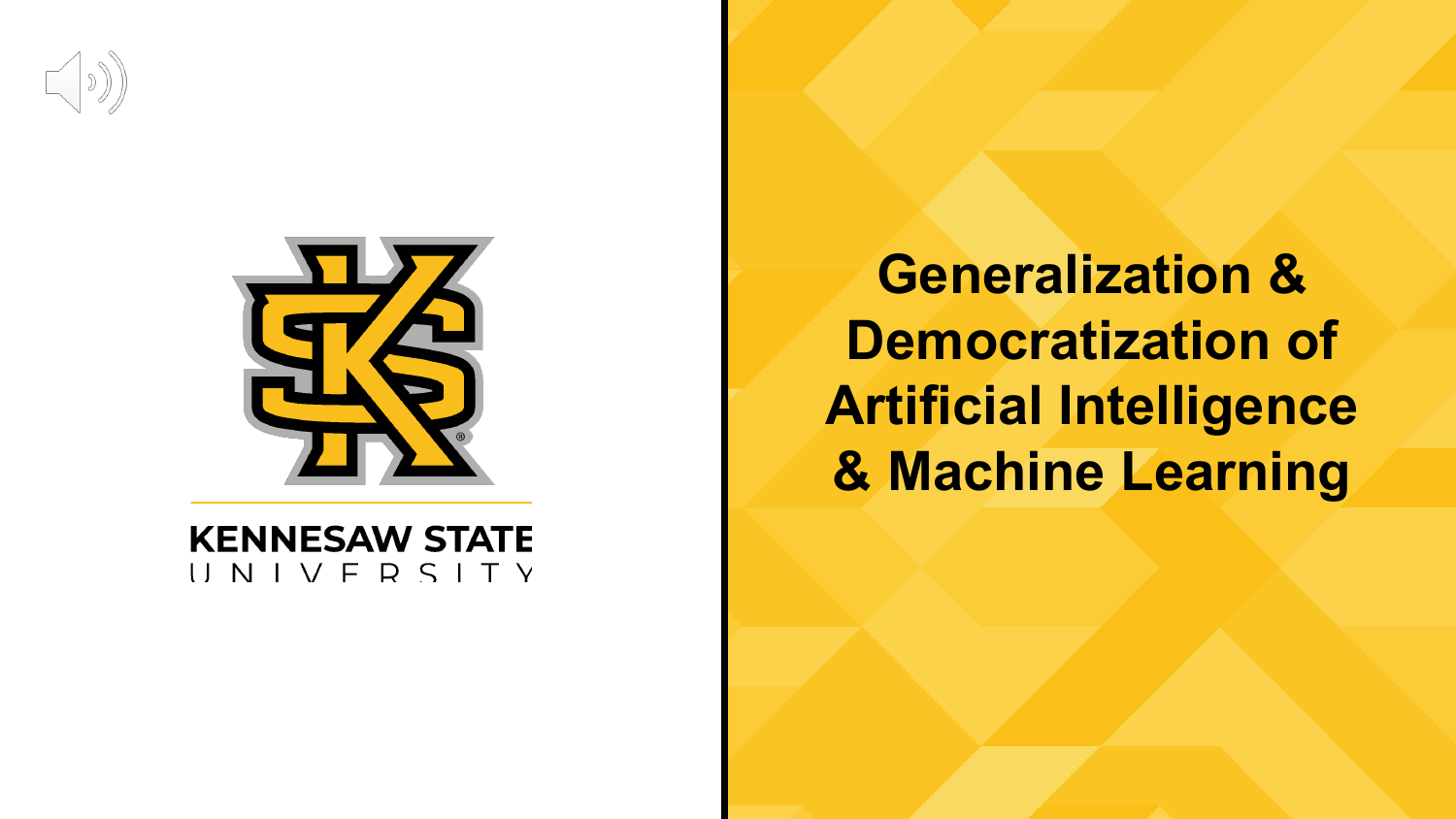KENNESAW STATE UNIVERSITY

# Generalization & Democratization of Artificial Intelligence & Machine Learning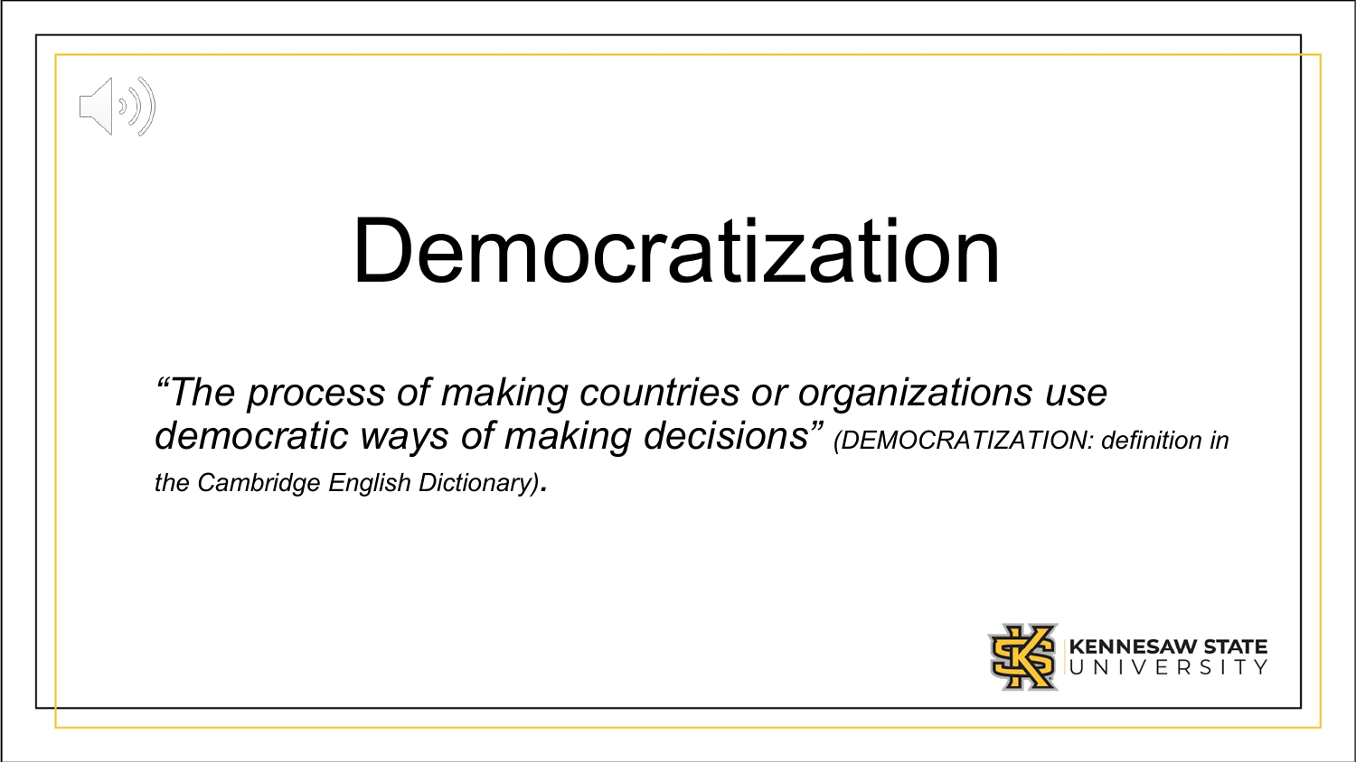# Democratization

*"The process of making countries or organizations use democratic ways of making decisions" (DEMOCRATIZATION: definition in the Cambridge English Dictionary).*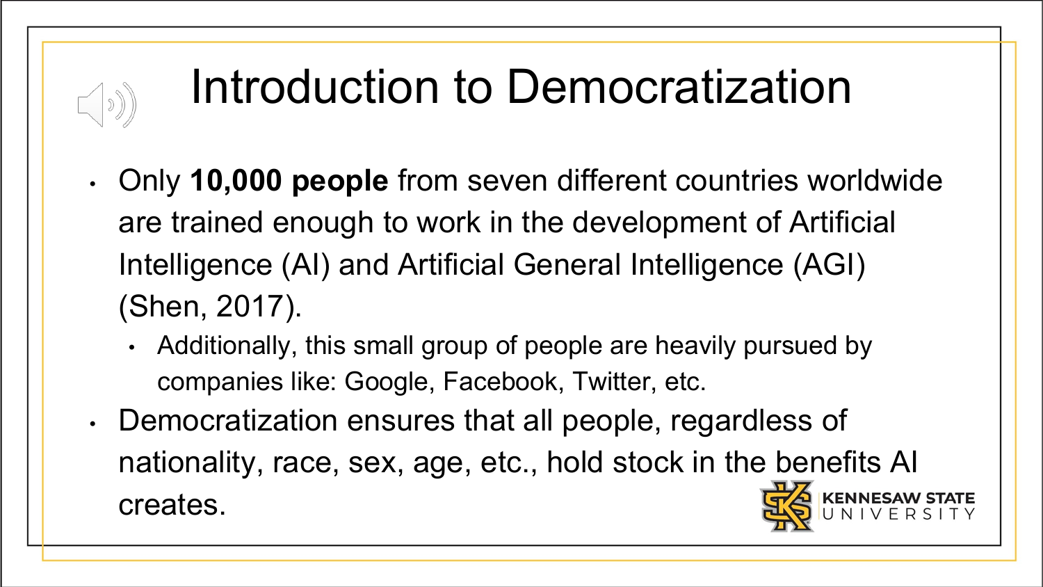# Introduction to Democratization

- Only **10,000 people** from seven different countries worldwide are trained enough to work in the development of Artificial Intelligence (AI) and Artificial General Intelligence (AGI) (Shen, 2017).
  - Additionally, this small group of people are heavily pursued by companies like: Google, Facebook, Twitter, etc.
- Democratization ensures that all people, regardless of nationality, race, sex, age, etc., hold stock in the benefits AI creates.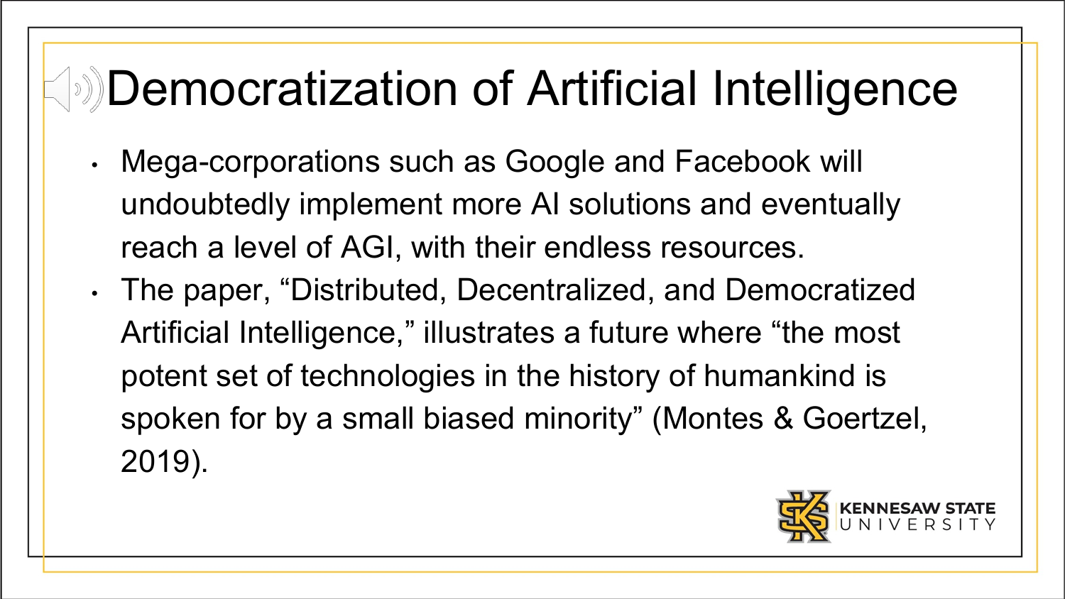# Democratization of Artificial Intelligence

- Mega-corporations such as Google and Facebook will undoubtedly implement more AI solutions and eventually reach a level of AGI, with their endless resources.
- The paper, “Distributed, Decentralized, and Democratized Artificial Intelligence,” illustrates a future where “the most potent set of technologies in the history of humankind is spoken for by a small biased minority” (Montes & Goertzel, 2019).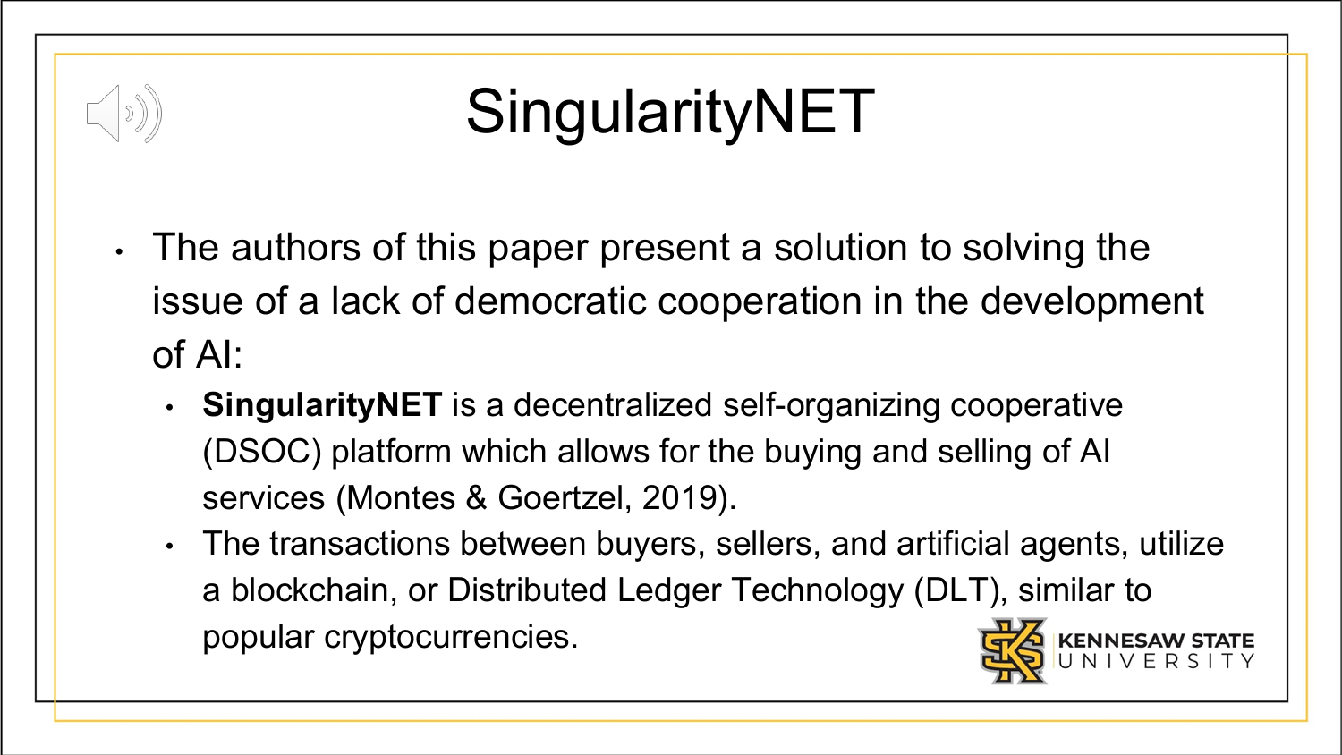# SingularityNET

- The authors of this paper present a solution to solving the issue of a lack of democratic cooperation in the development of AI:
  - **SingularityNET** is a decentralized self-organizing cooperative (DSOC) platform which allows for the buying and selling of AI services (Montes & Goertzel, 2019).
  - The transactions between buyers, sellers, and artificial agents, utilize a blockchain, or Distributed Ledger Technology (DLT), similar to popular cryptocurrencies.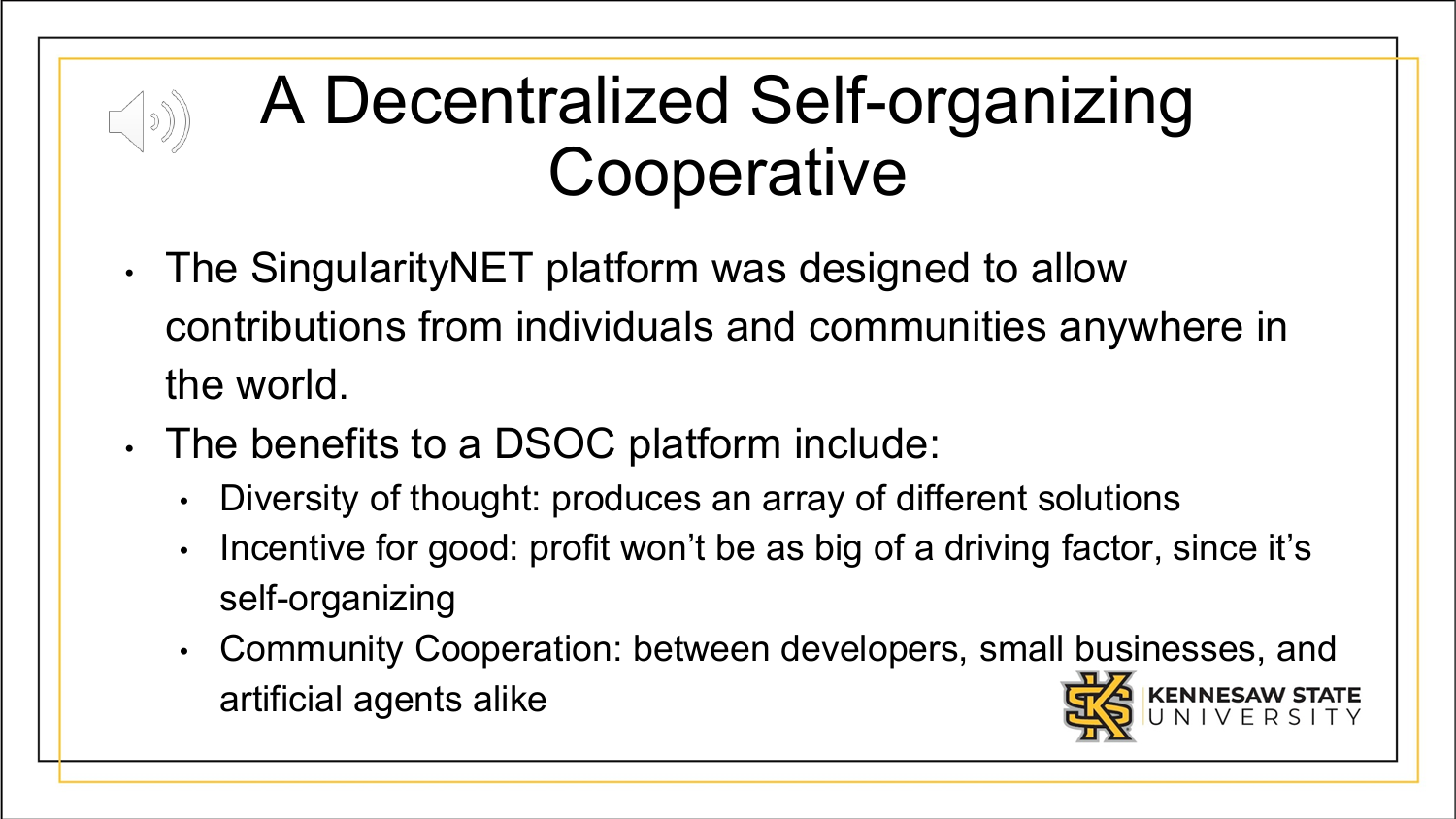# A Decentralized Self-organizing Cooperative

- The SingularityNET platform was designed to allow contributions from individuals and communities anywhere in the world.
- The benefits to a DSOC platform include:
  - Diversity of thought: produces an array of different solutions
  - Incentive for good: profit won't be as big of a driving factor, since it's self-organizing
  - Community Cooperation: between developers, small businesses, and artificial agents alike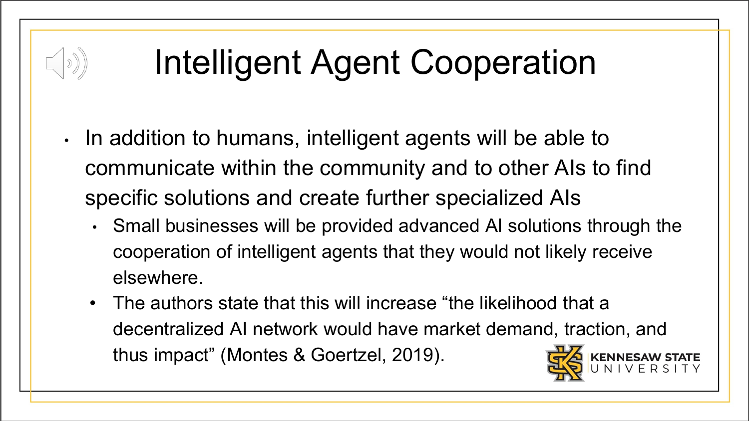# Intelligent Agent Cooperation

- In addition to humans, intelligent agents will be able to communicate within the community and to other AIs to find specific solutions and create further specialized AIs
  - Small businesses will be provided advanced AI solutions through the cooperation of intelligent agents that they would not likely receive elsewhere.
  - The authors state that this will increase "the likelihood that a decentralized AI network would have market demand, traction, and thus impact" (Montes & Goertzel, 2019).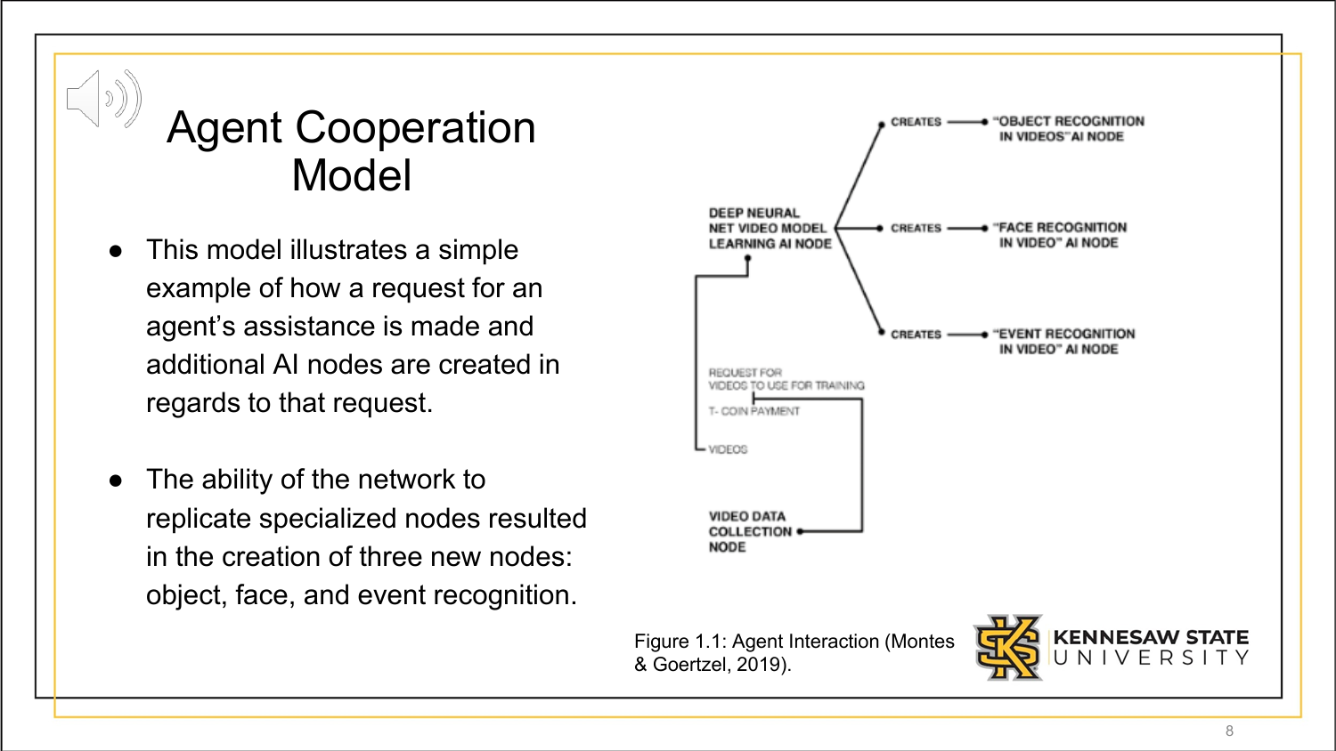# Agent Cooperation Model

- This model illustrates a simple example of how a request for an agent's assistance is made and additional AI nodes are created in regards to that request.
- The ability of the network to replicate specialized nodes resulted in the creation of three new nodes: object, face, and event recognition.

DEEP NEURAL NET VIDEO MODEL LEARNING AI NODE

CREATES → "OBJECT RECOGNITION IN VIDEOS" AI NODE

CREATES → "FACE RECOGNITION IN VIDEO" AI NODE

CREATES → "EVENT RECOGNITION IN VIDEO" AI NODE

REQUEST FOR VIDEOS TO USE FOR TRAINING

T- COIN PAYMENT

VIDEOS

VIDEO DATA COLLECTION NODE

Figure 1.1: Agent Interaction (Montes & Goertzel, 2019).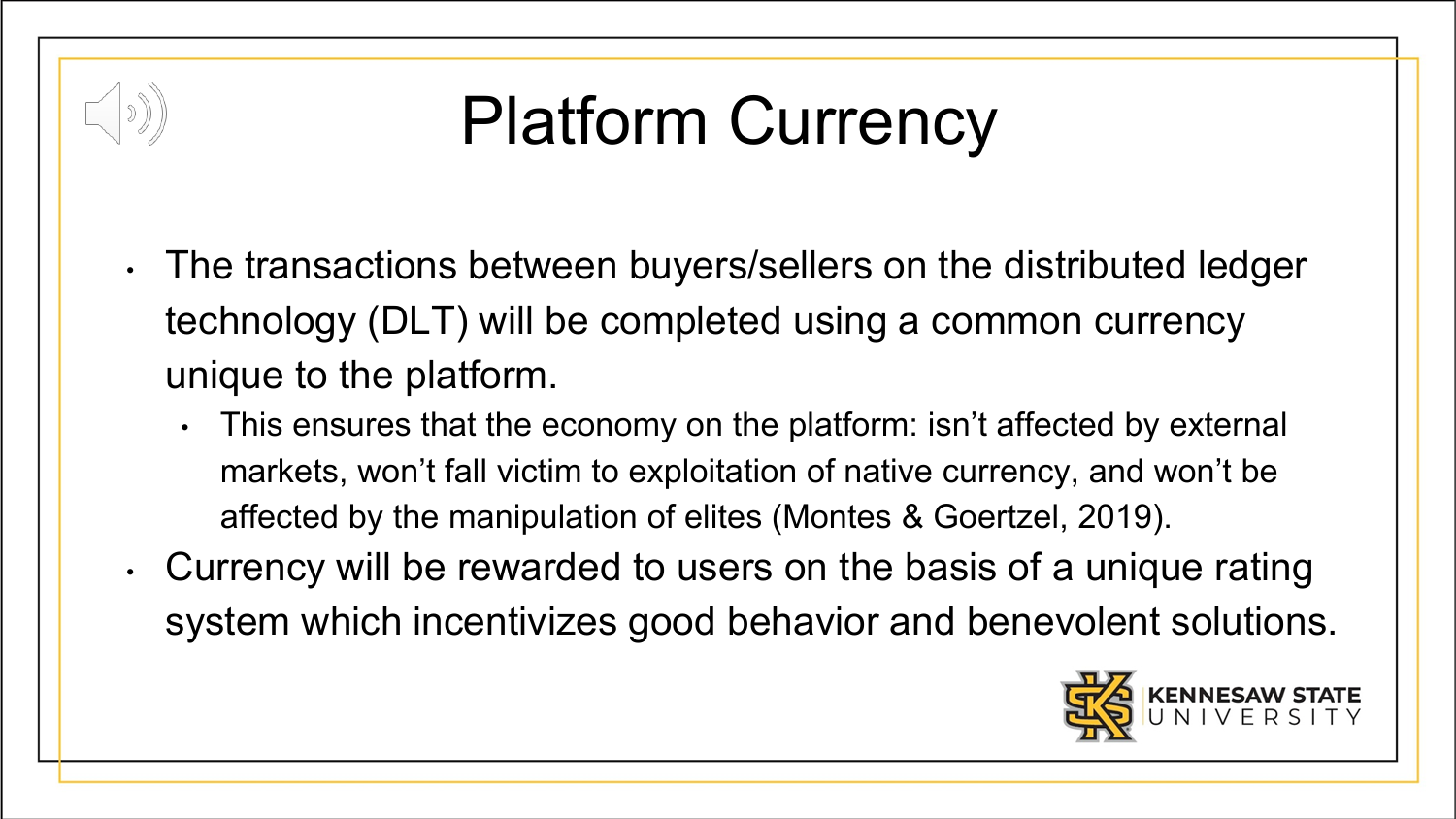# Platform Currency

- The transactions between buyers/sellers on the distributed ledger technology (DLT) will be completed using a common currency unique to the platform.
  - This ensures that the economy on the platform: isn't affected by external markets, won't fall victim to exploitation of native currency, and won't be affected by the manipulation of elites (Montes & Goertzel, 2019).
- Currency will be rewarded to users on the basis of a unique rating system which incentivizes good behavior and benevolent solutions.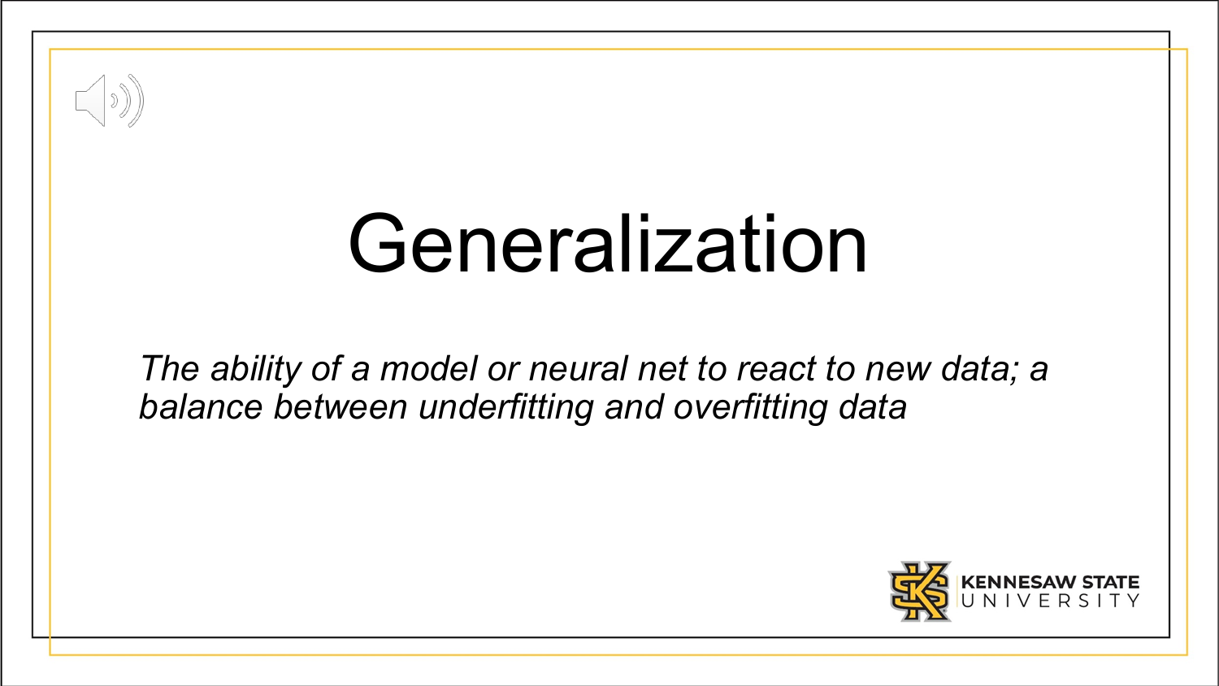# Generalization

*The ability of a model or neural net to react to new data; a balance between underfitting and overfitting data*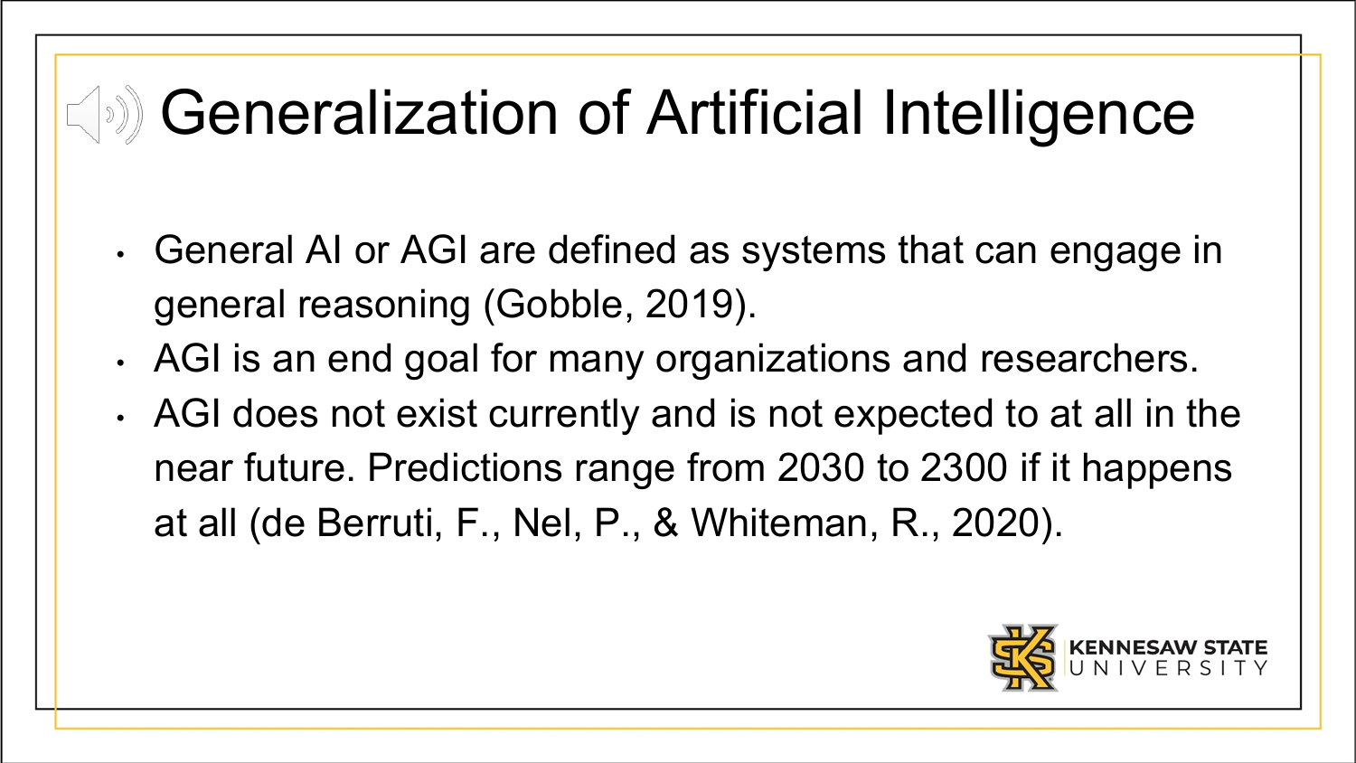# Generalization of Artificial Intelligence

- General AI or AGI are defined as systems that can engage in general reasoning (Gobble, 2019).
- AGI is an end goal for many organizations and researchers.
- AGI does not exist currently and is not expected to at all in the near future. Predictions range from 2030 to 2300 if it happens at all (de Berruti, F., Nel, P., & Whiteman, R., 2020).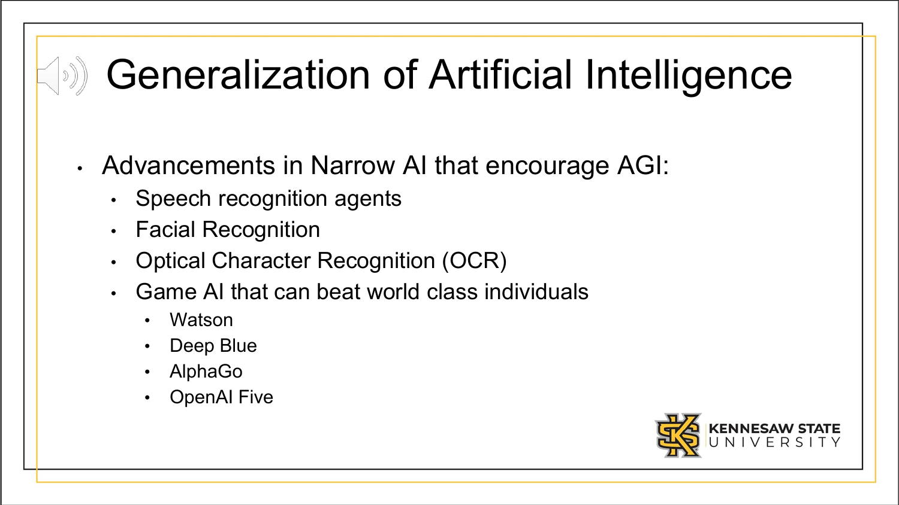# Generalization of Artificial Intelligence

- Advancements in Narrow AI that encourage AGI:
  - Speech recognition agents
  - Facial Recognition
  - Optical Character Recognition (OCR)
  - Game AI that can beat world class individuals
    - Watson
    - Deep Blue
    - AlphaGo
    - OpenAI Five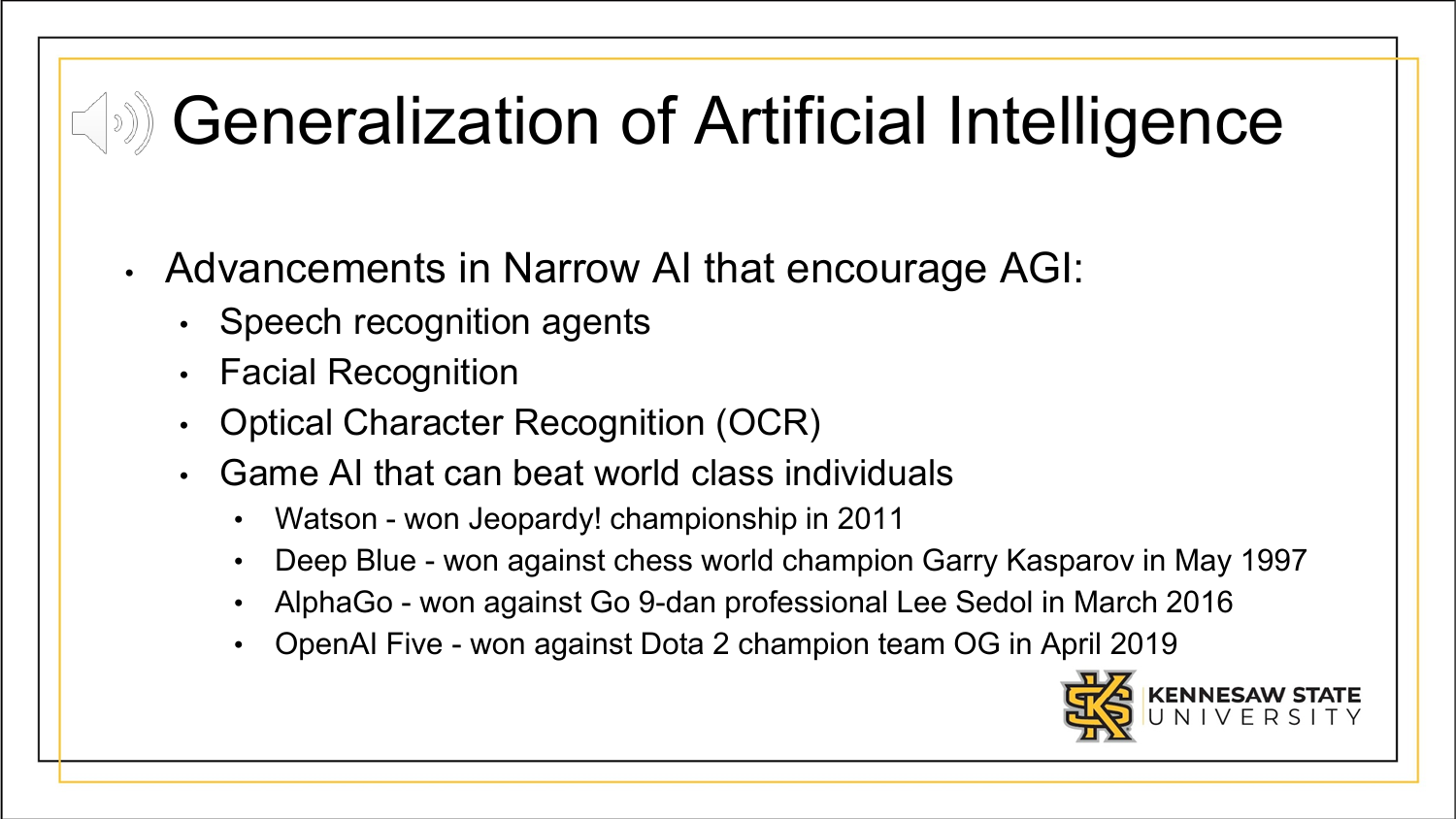# Generalization of Artificial Intelligence

- Advancements in Narrow AI that encourage AGI:
  - Speech recognition agents
  - Facial Recognition
  - Optical Character Recognition (OCR)
  - Game AI that can beat world class individuals
    - Watson - won Jeopardy! championship in 2011
    - Deep Blue - won against chess world champion Garry Kasparov in May 1997
    - AlphaGo - won against Go 9-dan professional Lee Sedol in March 2016
    - OpenAI Five - won against Dota 2 champion team OG in April 2019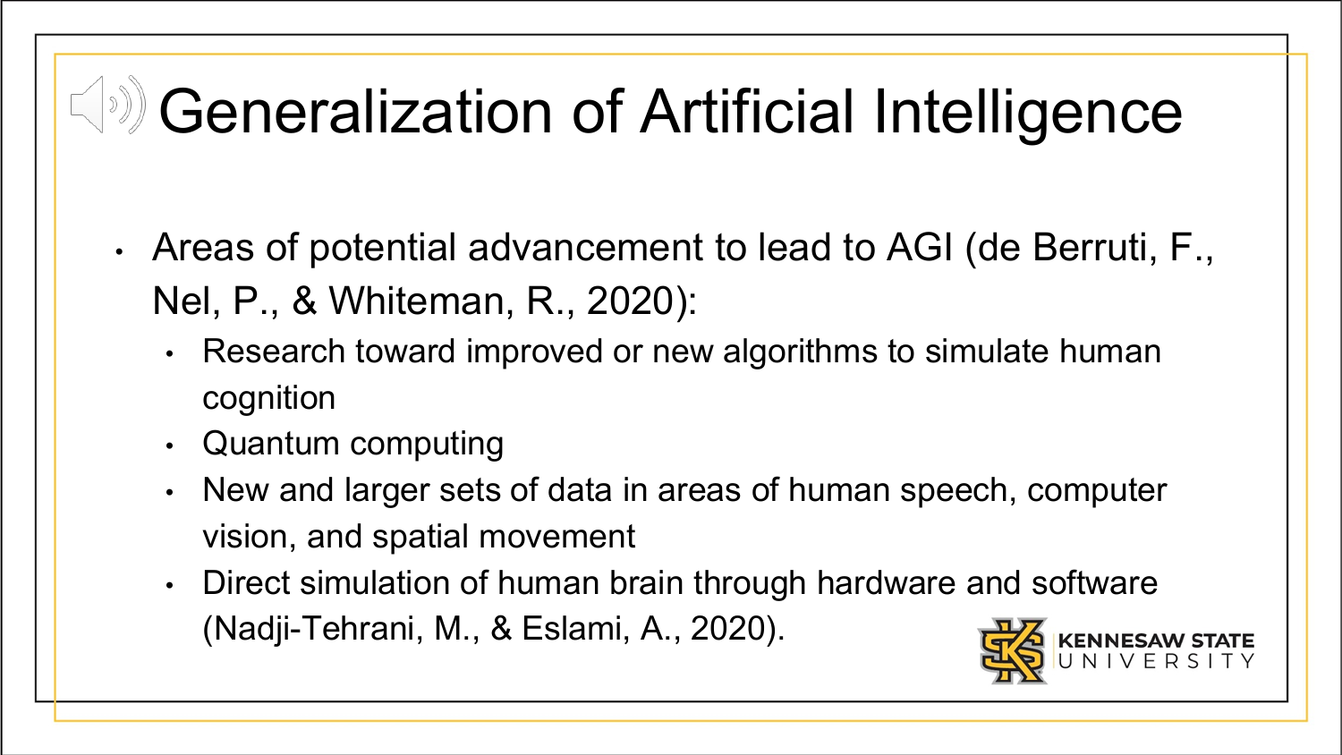# Generalization of Artificial Intelligence

- Areas of potential advancement to lead to AGI (de Berruti, F., Nel, P., & Whiteman, R., 2020):
  - Research toward improved or new algorithms to simulate human cognition
  - Quantum computing
  - New and larger sets of data in areas of human speech, computer vision, and spatial movement
  - Direct simulation of human brain through hardware and software (Nadji-Tehrani, M., & Eslami, A., 2020).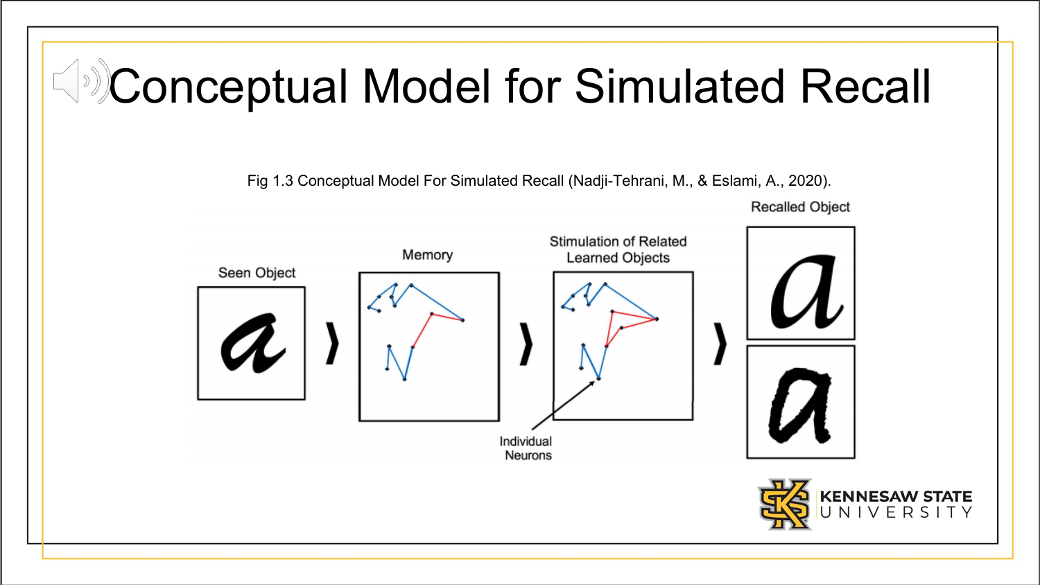# Conceptual Model for Simulated Recall

Fig 1.3 Conceptual Model For Simulated Recall (Nadji-Tehrani, M., & Eslami, A., 2020).

Seen Object

Memory

Stimulation of Related Learned Objects

Recalled Object

Individual Neurons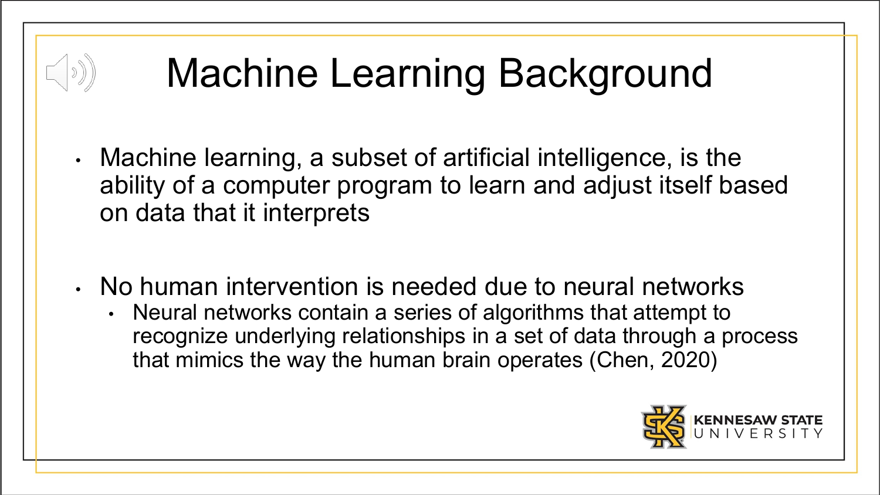# Machine Learning Background

- Machine learning, a subset of artificial intelligence, is the ability of a computer program to learn and adjust itself based on data that it interprets
- No human intervention is needed due to neural networks
  - Neural networks contain a series of algorithms that attempt to recognize underlying relationships in a set of data through a process that mimics the way the human brain operates (Chen, 2020)

KENNESAW STATE UNIVERSITY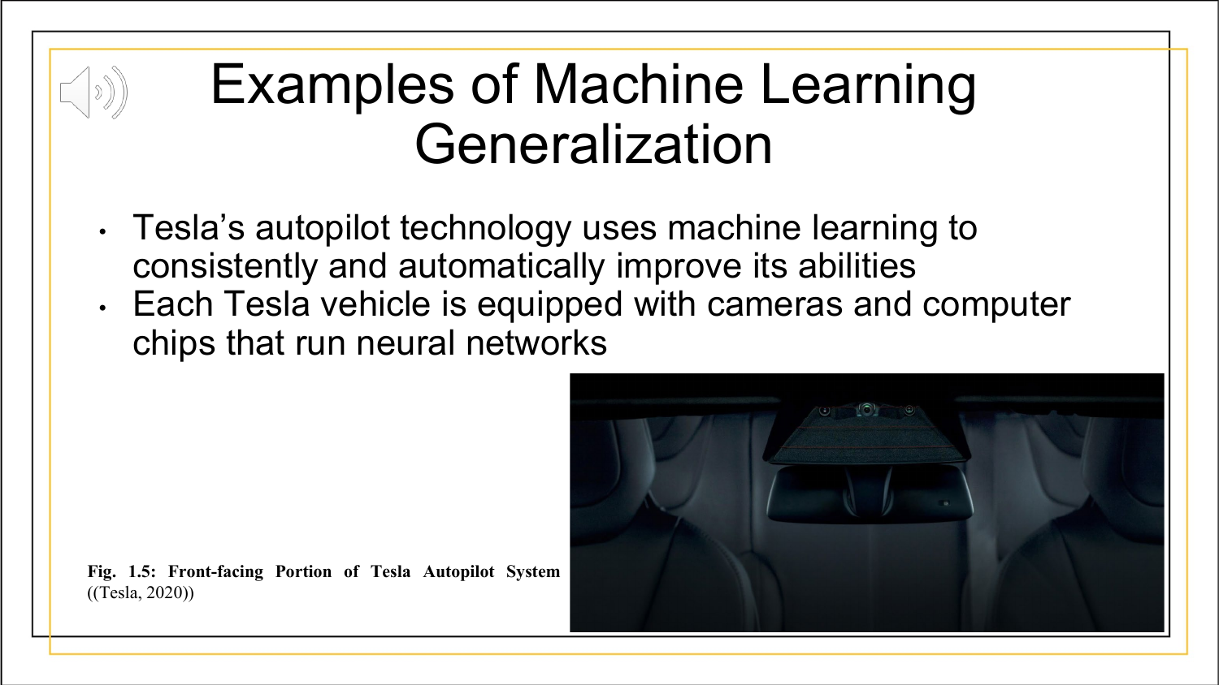# Examples of Machine Learning Generalization

- Tesla's autopilot technology uses machine learning to consistently and automatically improve its abilities
- Each Tesla vehicle is equipped with cameras and computer chips that run neural networks

**Fig. 1.5: Front-facing Portion of Tesla Autopilot System** ((Tesla, 2020))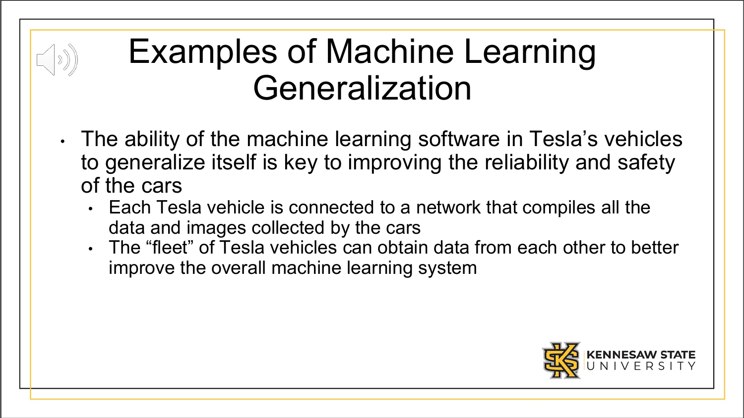# Examples of Machine Learning Generalization

- The ability of the machine learning software in Tesla’s vehicles to generalize itself is key to improving the reliability and safety of the cars
  - Each Tesla vehicle is connected to a network that compiles all the data and images collected by the cars
  - The “fleet” of Tesla vehicles can obtain data from each other to better improve the overall machine learning system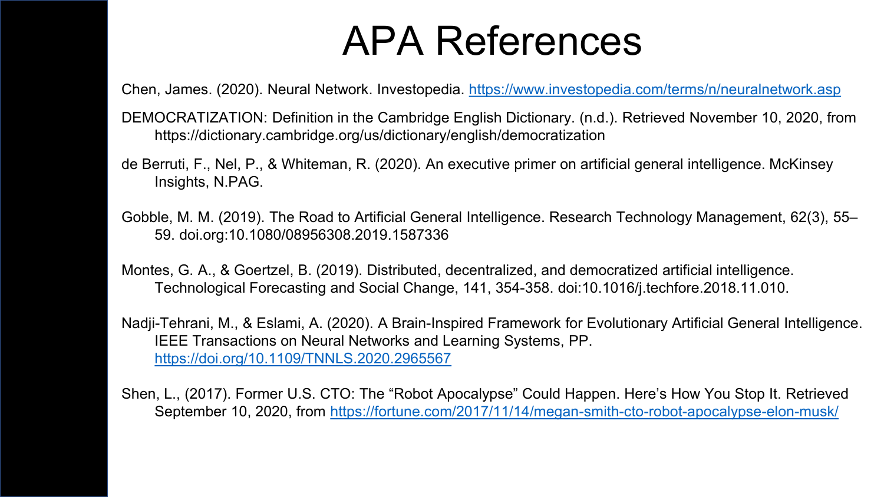# APA References

Chen, James. (2020). Neural Network. Investopedia. https://www.investopedia.com/terms/n/neuralnetwork.asp

DEMOCRATIZATION: Definition in the Cambridge English Dictionary. (n.d.). Retrieved November 10, 2020, from https://dictionary.cambridge.org/us/dictionary/english/democratization

de Berruti, F., Nel, P., & Whiteman, R. (2020). An executive primer on artificial general intelligence. McKinsey Insights, N.PAG.

Gobble, M. M. (2019). The Road to Artificial General Intelligence. Research Technology Management, 62(3), 55–59. doi.org:10.1080/08956308.2019.1587336

Montes, G. A., & Goertzel, B. (2019). Distributed, decentralized, and democratized artificial intelligence. Technological Forecasting and Social Change, 141, 354-358. doi:10.1016/j.techfore.2018.11.010.

Nadji-Tehrani, M., & Eslami, A. (2020). A Brain-Inspired Framework for Evolutionary Artificial General Intelligence. IEEE Transactions on Neural Networks and Learning Systems, PP. https://doi.org/10.1109/TNNLS.2020.2965567

Shen, L., (2017). Former U.S. CTO: The "Robot Apocalypse" Could Happen. Here's How You Stop It. Retrieved September 10, 2020, from https://fortune.com/2017/11/14/megan-smith-cto-robot-apocalypse-elon-musk/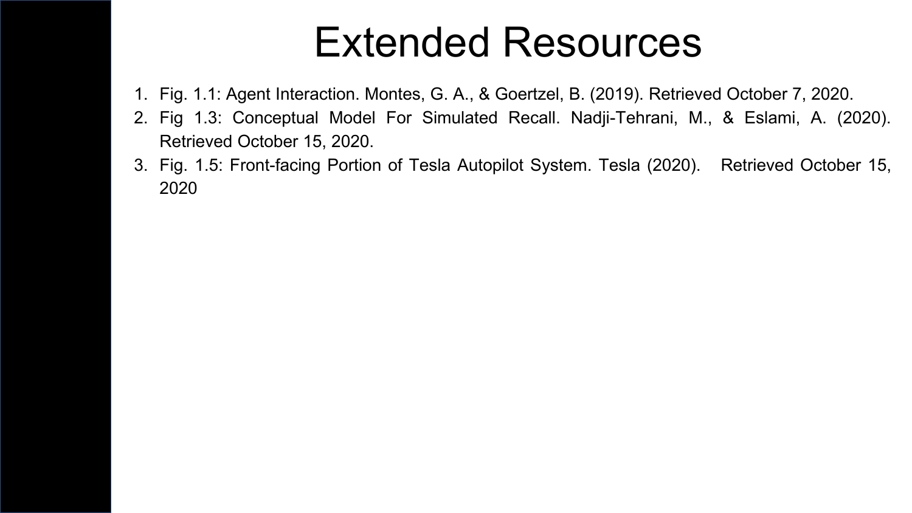# Extended Resources

1. Fig. 1.1: Agent Interaction. Montes, G. A., & Goertzel, B. (2019). Retrieved October 7, 2020.
2. Fig 1.3: Conceptual Model For Simulated Recall. Nadji-Tehrani, M., & Eslami, A. (2020). Retrieved October 15, 2020.
3. Fig. 1.5: Front-facing Portion of Tesla Autopilot System. Tesla (2020). Retrieved October 15, 2020